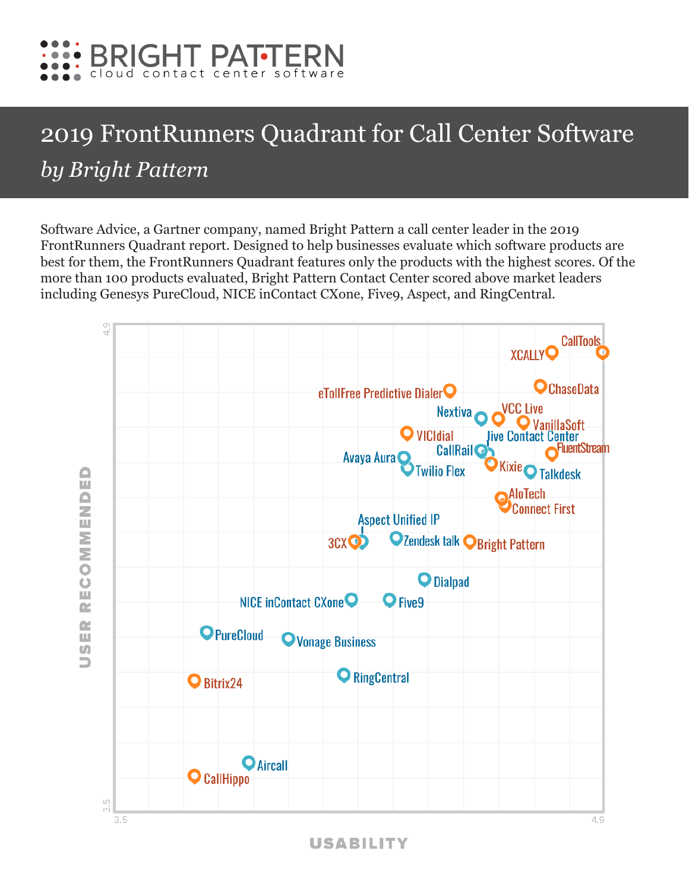BRIGHT PATTERN
cloud contact center software

# 2019 FrontRunners Quadrant for Call Center Software

## *by Bright Pattern*

Software Advice, a Gartner company, named Bright Pattern a call center leader in the 2019 FrontRunners Quadrant report. Designed to help businesses evaluate which software products are best for them, the FrontRunners Quadrant features only the products with the highest scores. Of the more than 100 products evaluated, Bright Pattern Contact Center scored above market leaders including Genesys PureCloud, NICE inContact CXone, Five9, Aspect, and RingCentral.

USER RECOMMENDED (3.5 – 4.9)

USABILITY (3.5 – 4.9)

CallTools, XCALLY, ChaseData, eTollFree Predictive Dialer, Nextiva, VCC Live, VanillaSoft, VICIdial, Jive Contact Center, CallRail, FluentStream, Avaya Aura, Kixie, Twilio Flex, Talkdesk, AloTech, Connect First, Aspect Unified IP, 3CX, Zendesk talk, Bright Pattern, Dialpad, NICE inContact CXone, Five9, PureCloud, Vonage Business, RingCentral, Bitrix24, Aircall, CallHippo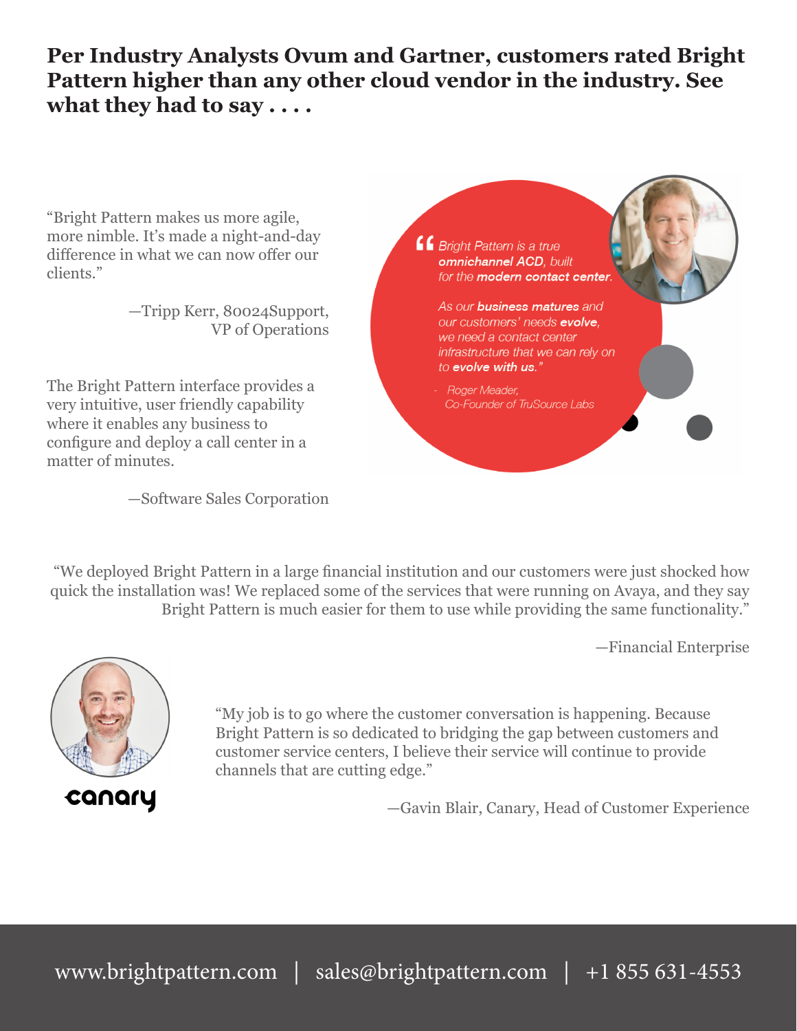**Per Industry Analysts Ovum and Gartner, customers rated Bright Pattern higher than any other cloud vendor in the industry. See what they had to say . . . .**

"Bright Pattern makes us more agile, more nimble. It's made a night-and-day difference in what we can now offer our clients."

—Tripp Kerr, 80024Support, VP of Operations

*"Bright Pattern is a true **omnichannel ACD**, built for the **modern contact center**.*

*As our **business matures** and our customers' needs **evolve**, we need a contact center infrastructure that we can rely on to **evolve with us**."*

*- Roger Meader, Co-Founder of TruSource Labs*

The Bright Pattern interface provides a very intuitive, user friendly capability where it enables any business to configure and deploy a call center in a matter of minutes.

—Software Sales Corporation

"We deployed Bright Pattern in a large financial institution and our customers were just shocked how quick the installation was! We replaced some of the services that were running on Avaya, and they say Bright Pattern is much easier for them to use while providing the same functionality."

—Financial Enterprise

canary

"My job is to go where the customer conversation is happening. Because Bright Pattern is so dedicated to bridging the gap between customers and customer service centers, I believe their service will continue to provide channels that are cutting edge."

—Gavin Blair, Canary, Head of Customer Experience

www.brightpattern.com | sales@brightpattern.com | +1 855 631-4553